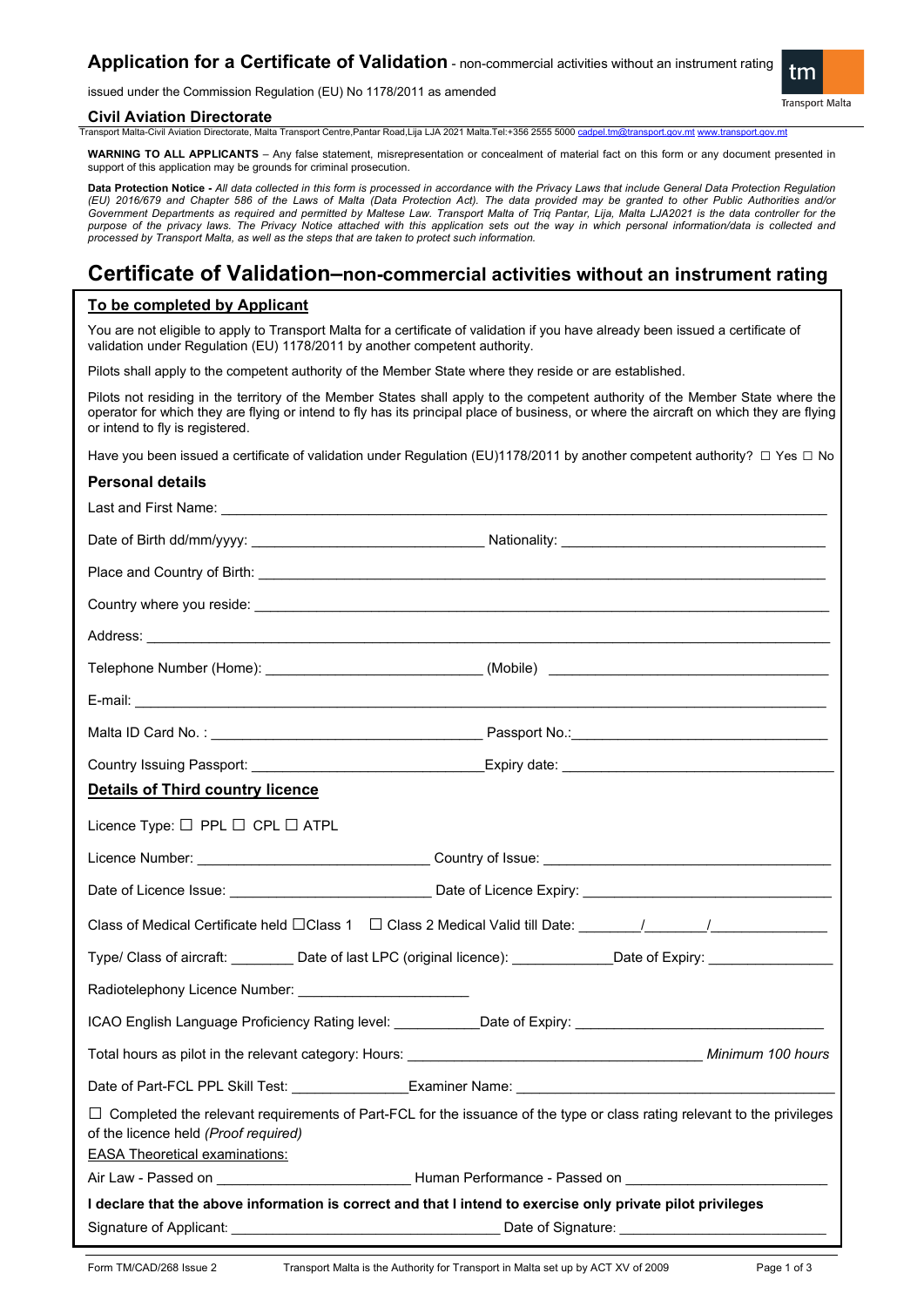# Application for a Certificate of Validation - non-commercial activities without an instrument rating

issued under the Commission Regulation (EU) No 1178/2011 as amended

**Civil Aviation Directorate**

Transport Malta-Civil Aviation Directorate, Malta Transport Centre,Pantar Road,Lija LJA 2021 Malta.Tel:+356 2555 5000 cadpel.tm@transport.gov.mt www.transport.gov.mt

**WARNING TO ALL APPLICANTS** – Any false statement, misrepresentation or concealment of material fact on this form or any document presented in support of this application may be grounds for criminal prosecution.

**Data Protection Notice -** *All data collected in this form is processed in accordance with the Privacy Laws that include General Data Protection Regulation (EU) 2016/679 and Chapter 586 of the Laws of Malta (Data Protection Act). The data provided may be granted to other Public Authorities and/or Government Departments as required and permitted by Maltese Law. Transport Malta of Triq Pantar, Lija, Malta LJA2021 is the data controller for the purpose of the privacy laws. The Privacy Notice attached with this application sets out the way in which personal information/data is collected and processed by Transport Malta, as well as the steps that are taken to protect such information.*

# Certificate of Validation–non-commercial activities without an instrument rating

## To be completed by Applicant

You are not eligible to apply to Transport Malta for a certificate of validation if you have already been issued a certificate of validation under Regulation (EU) 1178/2011 by another competent authority.

Pilots shall apply to the competent authority of the Member State where they reside or are established.

Pilots not residing in the territory of the Member States shall apply to the competent authority of the Member State where the operator for which they are flying or intend to fly has its principal place of business, or where the aircraft on which they are flying or intend to fly is registered.

Have you been issued a certificate of validation under Regulation (EU)1178/2011 by another competent authority? ☐ Yes ☐ No

### Personal details

Last and First Name: ____________________

Date of Birth dd/mm/yyyy: ____________________ Nationality: ____________________

Place and Country of Birth: ____________________

Country where you reside: ____________________

Address: ____________________

Telephone Number (Home): ____________________ (Mobile) ____________________

E-mail: ____________________

Malta ID Card No. : ____________________ Passport No.:____________________

Country Issuing Passport: ____________________Expiry date: ____________________

## Details of Third country licence

Licence Type: ☐ PPL ☐ CPL ☐ ATPL

Licence Number: ____________________ Country of Issue: ____________________

Date of Licence Issue: ____________________ Date of Licence Expiry: ____________________

Class of Medical Certificate held ☐Class 1 ☐ Class 2 Medical Valid till Date: _______/_______/_______

Type/ Class of aircraft: ________ Date of last LPC (original licence): ____________Date of Expiry: ____________

Radiotelephony Licence Number: ____________________

ICAO English Language Proficiency Rating level: __________Date of Expiry: ____________________

Total hours as pilot in the relevant category: Hours: ____________________ *Minimum 100 hours*

Date of Part-FCL PPL Skill Test: ______________Examiner Name: ____________________

☐ Completed the relevant requirements of Part-FCL for the issuance of the type or class rating relevant to the privileges of the licence held *(Proof required)*

EASA Theoretical examinations:

Air Law - Passed on ____________________ Human Performance - Passed on ____________________

**I declare that the above information is correct and that I intend to exercise only private pilot privileges**

Signature of Applicant: ____________________ Date of Signature: ____________________

Form TM/CAD/268 Issue 2 Transport Malta is the Authority for Transport in Malta set up by ACT XV of 2009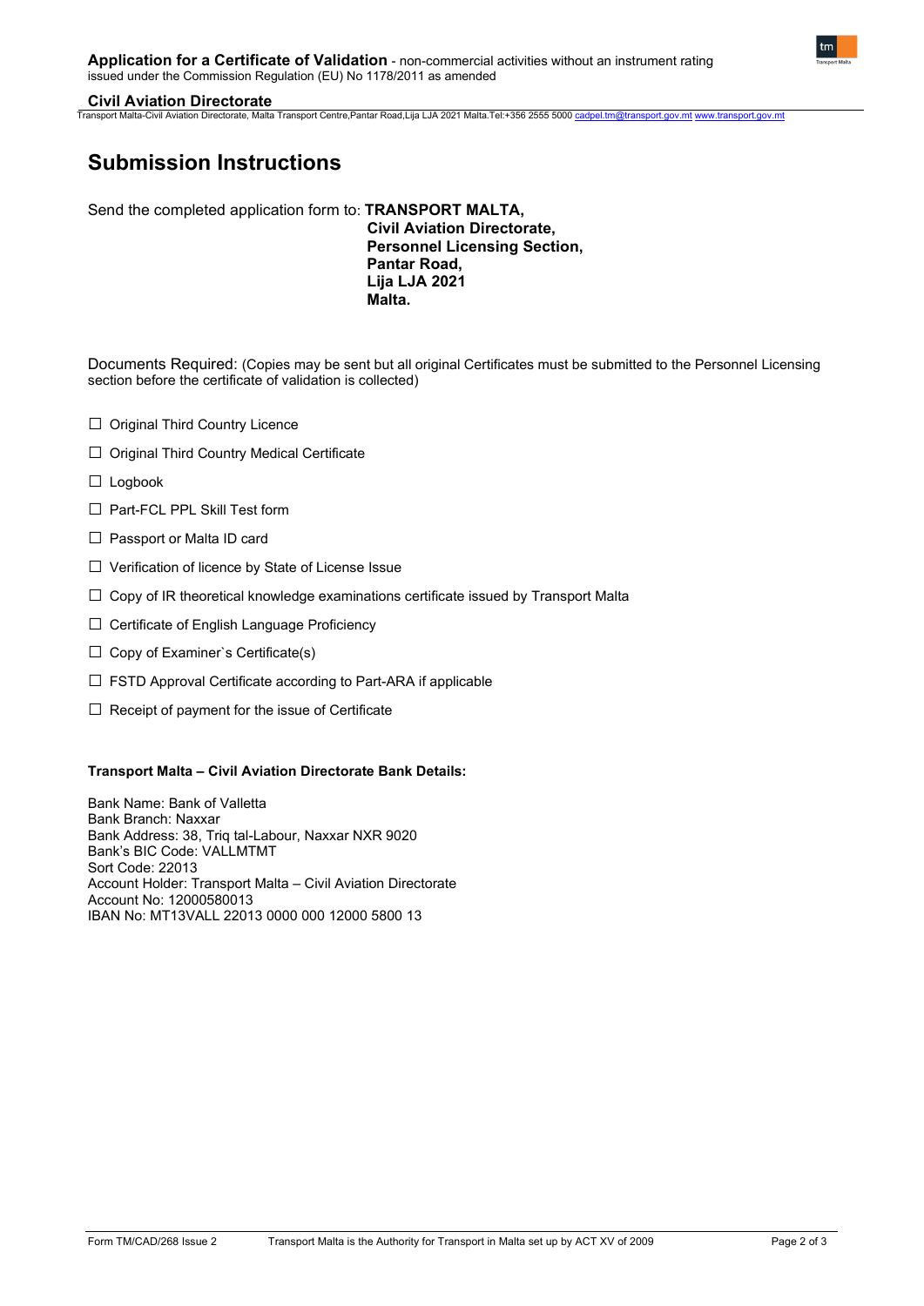# Submission Instructions

Send the completed application form to: **TRANSPORT MALTA,**
**Civil Aviation Directorate,**
**Personnel Licensing Section,**
**Pantar Road,**
**Lija LJA 2021**
**Malta.**

Documents Required: (Copies may be sent but all original Certificates must be submitted to the Personnel Licensing section before the certificate of validation is collected)

- ☐ Original Third Country Licence
- ☐ Original Third Country Medical Certificate
- ☐ Logbook
- ☐ Part-FCL PPL Skill Test form
- ☐ Passport or Malta ID card
- ☐ Verification of licence by State of License Issue
- ☐ Copy of IR theoretical knowledge examinations certificate issued by Transport Malta
- ☐ Certificate of English Language Proficiency
- ☐ Copy of Examiner`s Certificate(s)
- ☐ FSTD Approval Certificate according to Part-ARA if applicable
- ☐ Receipt of payment for the issue of Certificate

**Transport Malta – Civil Aviation Directorate Bank Details:**

Bank Name: Bank of Valletta
Bank Branch: Naxxar
Bank Address: 38, Triq tal-Labour, Naxxar NXR 9020
Bank's BIC Code: VALLMTMT
Sort Code: 22013
Account Holder: Transport Malta – Civil Aviation Directorate
Account No: 12000580013
IBAN No: MT13VALL 22013 0000 000 12000 5800 13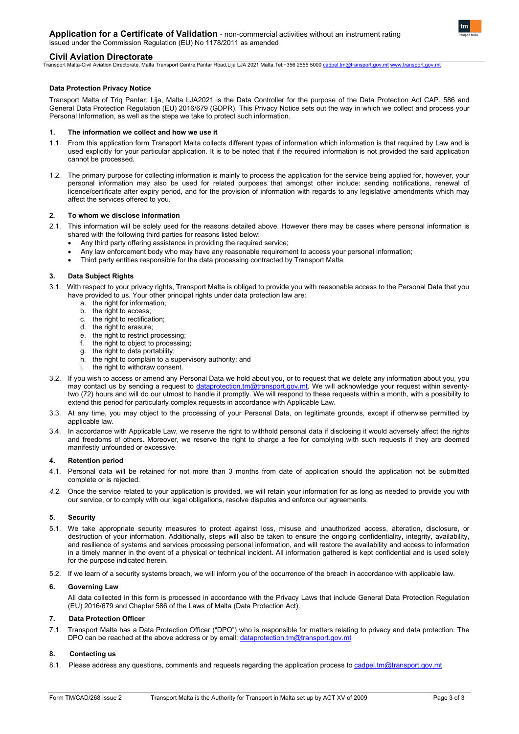**Data Protection Privacy Notice**

Transport Malta of Triq Pantar, Lija, Malta LJA2021 is the Data Controller for the purpose of the Data Protection Act CAP. 586 and General Data Protection Regulation (EU) 2016/679 (GDPR). This Privacy Notice sets out the way in which we collect and process your Personal Information, as well as the steps we take to protect such information.

**1. The information we collect and how we use it**

1.1. From this application form Transport Malta collects different types of information which information is that required by Law and is used explicitly for your particular application. It is to be noted that if the required information is not provided the said application cannot be processed.

1.2. The primary purpose for collecting information is mainly to process the application for the service being applied for, however, your personal information may also be used for related purposes that amongst other include: sending notifications, renewal of licence/certificate after expiry period, and for the provision of information with regards to any legislative amendments which may affect the services offered to you.

**2. To whom we disclose information**

2.1. This information will be solely used for the reasons detailed above. However there may be cases where personal information is shared with the following third parties for reasons listed below:

- Any third party offering assistance in providing the required service;
- Any law enforcement body who may have any reasonable requirement to access your personal information;
- Third party entities responsible for the data processing contracted by Transport Malta.

**3. Data Subject Rights**

3.1. With respect to your privacy rights, Transport Malta is obliged to provide you with reasonable access to the Personal Data that you have provided to us. Your other principal rights under data protection law are:

a. the right for information;
b. the right to access;
c. the right to rectification;
d. the right to erasure;
e. the right to restrict processing;
f. the right to object to processing;
g. the right to data portability;
h. the right to complain to a supervisory authority; and
i. the right to withdraw consent.

3.2. If you wish to access or amend any Personal Data we hold about you, or to request that we delete any information about you, you may contact us by sending a request to dataprotection.tm@transport.gov.mt. We will acknowledge your request within seventy-two (72) hours and will do our utmost to handle it promptly. We will respond to these requests within a month, with a possibility to extend this period for particularly complex requests in accordance with Applicable Law.

3.3. At any time, you may object to the processing of your Personal Data, on legitimate grounds, except if otherwise permitted by applicable law.

3.4. In accordance with Applicable Law, we reserve the right to withhold personal data if disclosing it would adversely affect the rights and freedoms of others. Moreover, we reserve the right to charge a fee for complying with such requests if they are deemed manifestly unfounded or excessive.

**4. Retention period**

4.1. Personal data will be retained for not more than 3 months from date of application should the application not be submitted complete or is rejected.

*4.2.* Once the service related to your application is provided, we will retain your information for as long as needed to provide you with our service, or to comply with our legal obligations, resolve disputes and enforce our agreements.

**5. Security**

5.1. We take appropriate security measures to protect against loss, misuse and unauthorized access, alteration, disclosure, or destruction of your information. Additionally, steps will also be taken to ensure the ongoing confidentiality, integrity, availability, and resilience of systems and services processing personal information, and will restore the availability and access to information in a timely manner in the event of a physical or technical incident. All information gathered is kept confidential and is used solely for the purpose indicated herein.

5.2. If we learn of a security systems breach, we will inform you of the occurrence of the breach in accordance with applicable law.

**6. Governing Law**

All data collected in this form is processed in accordance with the Privacy Laws that include General Data Protection Regulation (EU) 2016/679 and Chapter 586 of the Laws of Malta (Data Protection Act).

**7. Data Protection Officer**

7.1. Transport Malta has a Data Protection Officer ("DPO") who is responsible for matters relating to privacy and data protection. The DPO can be reached at the above address or by email: dataprotection.tm@transport.gov.mt

**8. Contacting us**

8.1. Please address any questions, comments and requests regarding the application process to cadpel.tm@transport.gov.mt